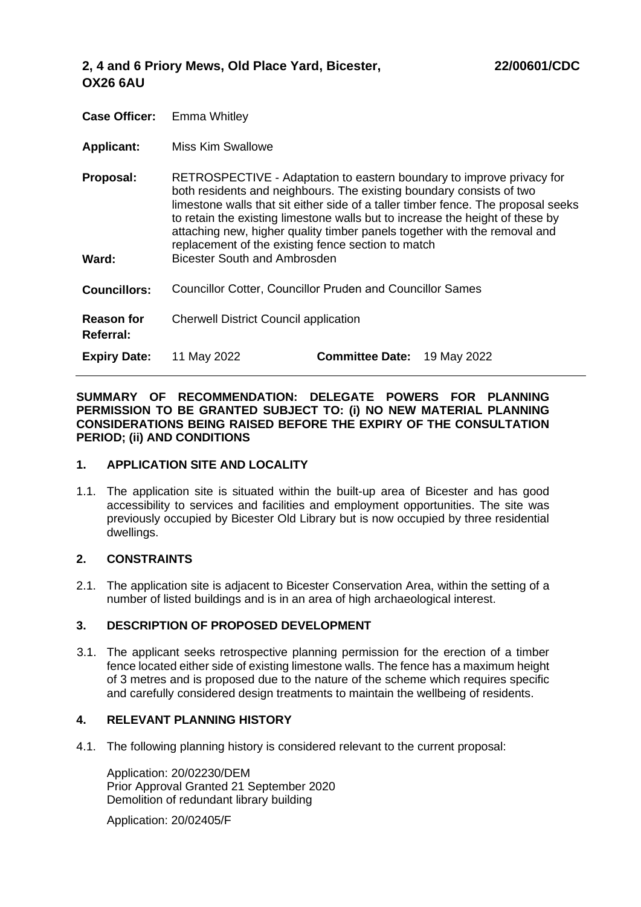## 2, 4 and 6 Priory Mews, Old Place Yard, Bicester, OX26 6AU

**22/00601/CDC**

| | | | |
|---|---|---|---|
| **Case Officer:** | Emma Whitley | | |
| **Applicant:** | Miss Kim Swallowe | | |
| **Proposal:** | RETROSPECTIVE - Adaptation to eastern boundary to improve privacy for both residents and neighbours. The existing boundary consists of two limestone walls that sit either side of a taller timber fence. The proposal seeks to retain the existing limestone walls but to increase the height of these by attaching new, higher quality timber panels together with the removal and replacement of the existing fence section to match | | |
| **Ward:** | Bicester South and Ambrosden | | |
| **Councillors:** | Councillor Cotter, Councillor Pruden and Councillor Sames | | |
| **Reason for Referral:** | Cherwell District Council application | | |
| **Expiry Date:** | 11 May 2022 | **Committee Date:** | 19 May 2022 |

**SUMMARY OF RECOMMENDATION: DELEGATE POWERS FOR PLANNING PERMISSION TO BE GRANTED SUBJECT TO: (i) NO NEW MATERIAL PLANNING CONSIDERATIONS BEING RAISED BEFORE THE EXPIRY OF THE CONSULTATION PERIOD; (ii) AND CONDITIONS**

### 1. APPLICATION SITE AND LOCALITY

1.1. The application site is situated within the built-up area of Bicester and has good accessibility to services and facilities and employment opportunities. The site was previously occupied by Bicester Old Library but is now occupied by three residential dwellings.

### 2. CONSTRAINTS

2.1. The application site is adjacent to Bicester Conservation Area, within the setting of a number of listed buildings and is in an area of high archaeological interest.

### 3. DESCRIPTION OF PROPOSED DEVELOPMENT

3.1. The applicant seeks retrospective planning permission for the erection of a timber fence located either side of existing limestone walls. The fence has a maximum height of 3 metres and is proposed due to the nature of the scheme which requires specific and carefully considered design treatments to maintain the wellbeing of residents.

### 4. RELEVANT PLANNING HISTORY

4.1. The following planning history is considered relevant to the current proposal:

Application: 20/02230/DEM
Prior Approval Granted 21 September 2020
Demolition of redundant library building

Application: 20/02405/F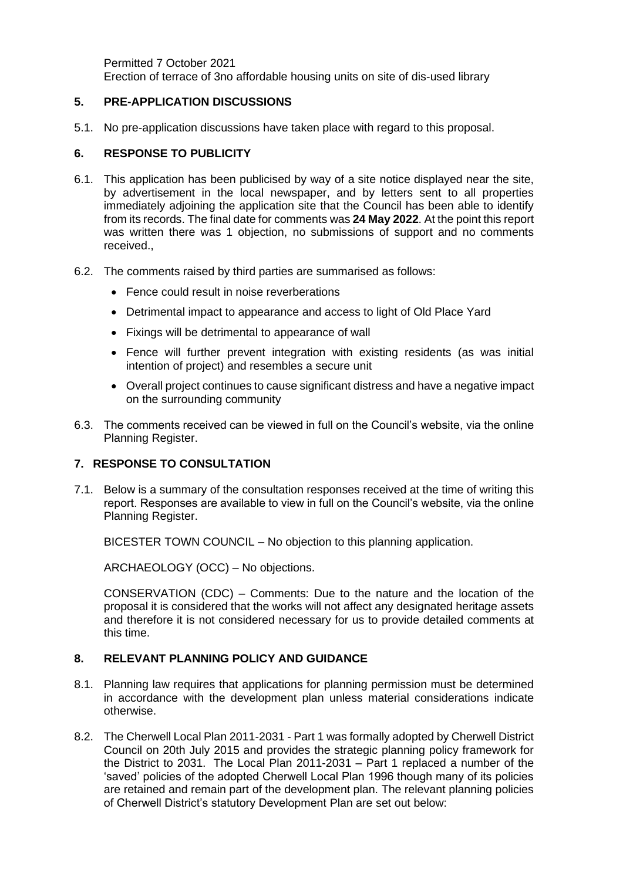Permitted 7 October 2021
Erection of terrace of 3no affordable housing units on site of dis-used library

## 5. PRE-APPLICATION DISCUSSIONS

5.1. No pre-application discussions have taken place with regard to this proposal.

## 6. RESPONSE TO PUBLICITY

6.1. This application has been publicised by way of a site notice displayed near the site, by advertisement in the local newspaper, and by letters sent to all properties immediately adjoining the application site that the Council has been able to identify from its records. The final date for comments was **24 May 2022**. At the point this report was written there was 1 objection, no submissions of support and no comments received.,

6.2. The comments raised by third parties are summarised as follows:

- Fence could result in noise reverberations
- Detrimental impact to appearance and access to light of Old Place Yard
- Fixings will be detrimental to appearance of wall
- Fence will further prevent integration with existing residents (as was initial intention of project) and resembles a secure unit
- Overall project continues to cause significant distress and have a negative impact on the surrounding community

6.3. The comments received can be viewed in full on the Council's website, via the online Planning Register.

## 7. RESPONSE TO CONSULTATION

7.1. Below is a summary of the consultation responses received at the time of writing this report. Responses are available to view in full on the Council's website, via the online Planning Register.

BICESTER TOWN COUNCIL – No objection to this planning application.

ARCHAEOLOGY (OCC) – No objections.

CONSERVATION (CDC) – Comments: Due to the nature and the location of the proposal it is considered that the works will not affect any designated heritage assets and therefore it is not considered necessary for us to provide detailed comments at this time.

## 8. RELEVANT PLANNING POLICY AND GUIDANCE

8.1. Planning law requires that applications for planning permission must be determined in accordance with the development plan unless material considerations indicate otherwise.

8.2. The Cherwell Local Plan 2011-2031 - Part 1 was formally adopted by Cherwell District Council on 20th July 2015 and provides the strategic planning policy framework for the District to 2031. The Local Plan 2011-2031 – Part 1 replaced a number of the 'saved' policies of the adopted Cherwell Local Plan 1996 though many of its policies are retained and remain part of the development plan. The relevant planning policies of Cherwell District's statutory Development Plan are set out below: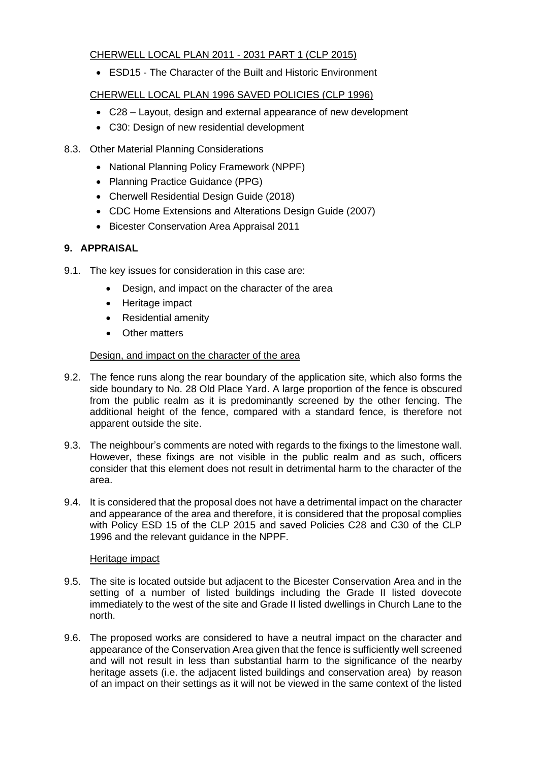CHERWELL LOCAL PLAN 2011 - 2031 PART 1 (CLP 2015)

- ESD15 - The Character of the Built and Historic Environment

CHERWELL LOCAL PLAN 1996 SAVED POLICIES (CLP 1996)

- C28 – Layout, design and external appearance of new development
- C30: Design of new residential development

8.3. Other Material Planning Considerations

- National Planning Policy Framework (NPPF)
- Planning Practice Guidance (PPG)
- Cherwell Residential Design Guide (2018)
- CDC Home Extensions and Alterations Design Guide (2007)
- Bicester Conservation Area Appraisal 2011

## 9. APPRAISAL

9.1. The key issues for consideration in this case are:

- Design, and impact on the character of the area
- Heritage impact
- Residential amenity
- Other matters

Design, and impact on the character of the area

9.2. The fence runs along the rear boundary of the application site, which also forms the side boundary to No. 28 Old Place Yard. A large proportion of the fence is obscured from the public realm as it is predominantly screened by the other fencing. The additional height of the fence, compared with a standard fence, is therefore not apparent outside the site.

9.3. The neighbour's comments are noted with regards to the fixings to the limestone wall. However, these fixings are not visible in the public realm and as such, officers consider that this element does not result in detrimental harm to the character of the area.

9.4. It is considered that the proposal does not have a detrimental impact on the character and appearance of the area and therefore, it is considered that the proposal complies with Policy ESD 15 of the CLP 2015 and saved Policies C28 and C30 of the CLP 1996 and the relevant guidance in the NPPF.

Heritage impact

9.5. The site is located outside but adjacent to the Bicester Conservation Area and in the setting of a number of listed buildings including the Grade II listed dovecote immediately to the west of the site and Grade II listed dwellings in Church Lane to the north.

9.6. The proposed works are considered to have a neutral impact on the character and appearance of the Conservation Area given that the fence is sufficiently well screened and will not result in less than substantial harm to the significance of the nearby heritage assets (i.e. the adjacent listed buildings and conservation area) by reason of an impact on their settings as it will not be viewed in the same context of the listed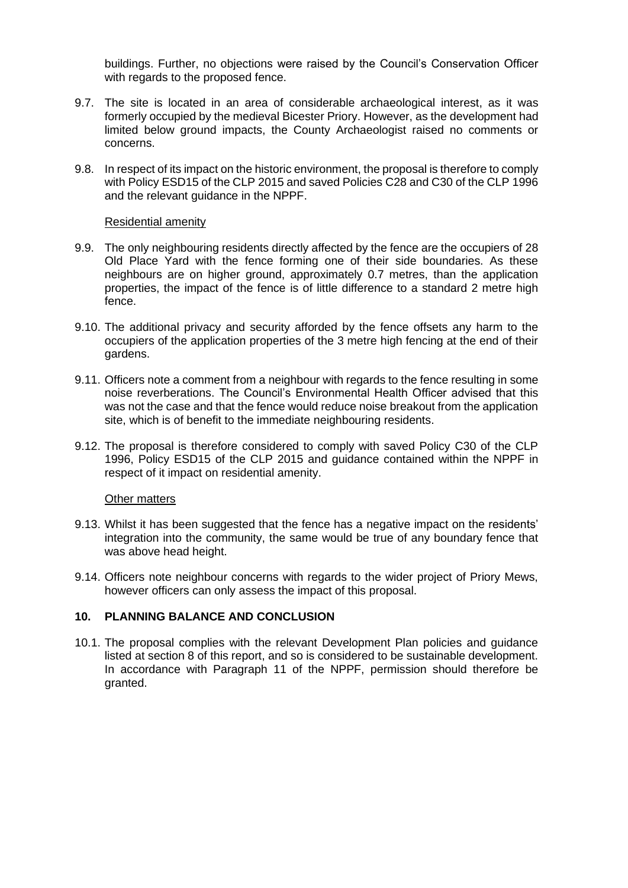buildings. Further, no objections were raised by the Council's Conservation Officer with regards to the proposed fence.

9.7. The site is located in an area of considerable archaeological interest, as it was formerly occupied by the medieval Bicester Priory. However, as the development had limited below ground impacts, the County Archaeologist raised no comments or concerns.

9.8. In respect of its impact on the historic environment, the proposal is therefore to comply with Policy ESD15 of the CLP 2015 and saved Policies C28 and C30 of the CLP 1996 and the relevant guidance in the NPPF.

Residential amenity

9.9. The only neighbouring residents directly affected by the fence are the occupiers of 28 Old Place Yard with the fence forming one of their side boundaries. As these neighbours are on higher ground, approximately 0.7 metres, than the application properties, the impact of the fence is of little difference to a standard 2 metre high fence.

9.10. The additional privacy and security afforded by the fence offsets any harm to the occupiers of the application properties of the 3 metre high fencing at the end of their gardens.

9.11. Officers note a comment from a neighbour with regards to the fence resulting in some noise reverberations. The Council's Environmental Health Officer advised that this was not the case and that the fence would reduce noise breakout from the application site, which is of benefit to the immediate neighbouring residents.

9.12. The proposal is therefore considered to comply with saved Policy C30 of the CLP 1996, Policy ESD15 of the CLP 2015 and guidance contained within the NPPF in respect of it impact on residential amenity.

Other matters

9.13. Whilst it has been suggested that the fence has a negative impact on the residents' integration into the community, the same would be true of any boundary fence that was above head height.

9.14. Officers note neighbour concerns with regards to the wider project of Priory Mews, however officers can only assess the impact of this proposal.

## 10. PLANNING BALANCE AND CONCLUSION

10.1. The proposal complies with the relevant Development Plan policies and guidance listed at section 8 of this report, and so is considered to be sustainable development. In accordance with Paragraph 11 of the NPPF, permission should therefore be granted.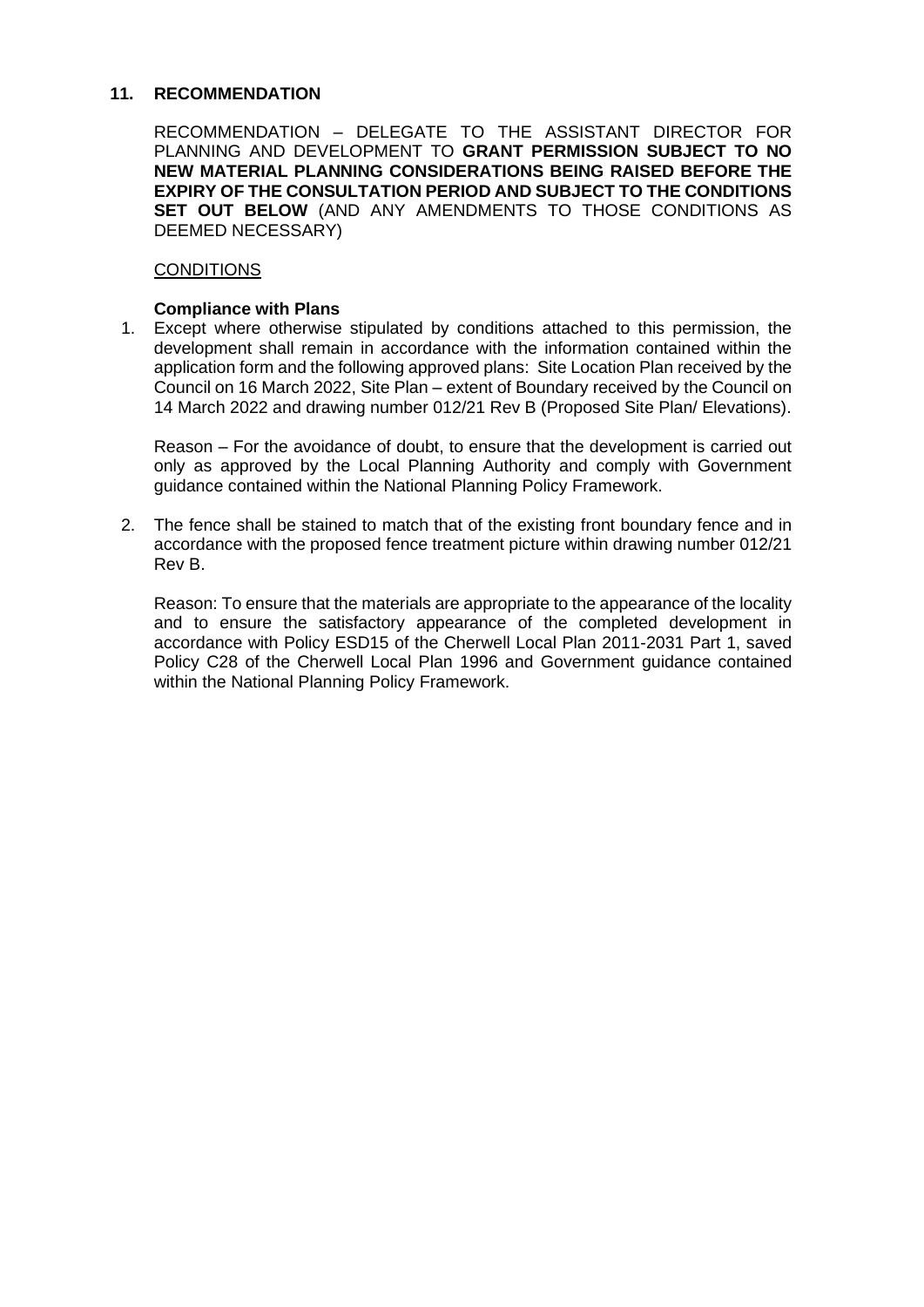## 11. RECOMMENDATION

RECOMMENDATION – DELEGATE TO THE ASSISTANT DIRECTOR FOR PLANNING AND DEVELOPMENT TO **GRANT PERMISSION SUBJECT TO NO NEW MATERIAL PLANNING CONSIDERATIONS BEING RAISED BEFORE THE EXPIRY OF THE CONSULTATION PERIOD AND SUBJECT TO THE CONDITIONS SET OUT BELOW** (AND ANY AMENDMENTS TO THOSE CONDITIONS AS DEEMED NECESSARY)

<u>CONDITIONS</u>

**Compliance with Plans**

1. Except where otherwise stipulated by conditions attached to this permission, the development shall remain in accordance with the information contained within the application form and the following approved plans: Site Location Plan received by the Council on 16 March 2022, Site Plan – extent of Boundary received by the Council on 14 March 2022 and drawing number 012/21 Rev B (Proposed Site Plan/ Elevations).

   Reason – For the avoidance of doubt, to ensure that the development is carried out only as approved by the Local Planning Authority and comply with Government guidance contained within the National Planning Policy Framework.

2. The fence shall be stained to match that of the existing front boundary fence and in accordance with the proposed fence treatment picture within drawing number 012/21 Rev B.

   Reason: To ensure that the materials are appropriate to the appearance of the locality and to ensure the satisfactory appearance of the completed development in accordance with Policy ESD15 of the Cherwell Local Plan 2011-2031 Part 1, saved Policy C28 of the Cherwell Local Plan 1996 and Government guidance contained within the National Planning Policy Framework.